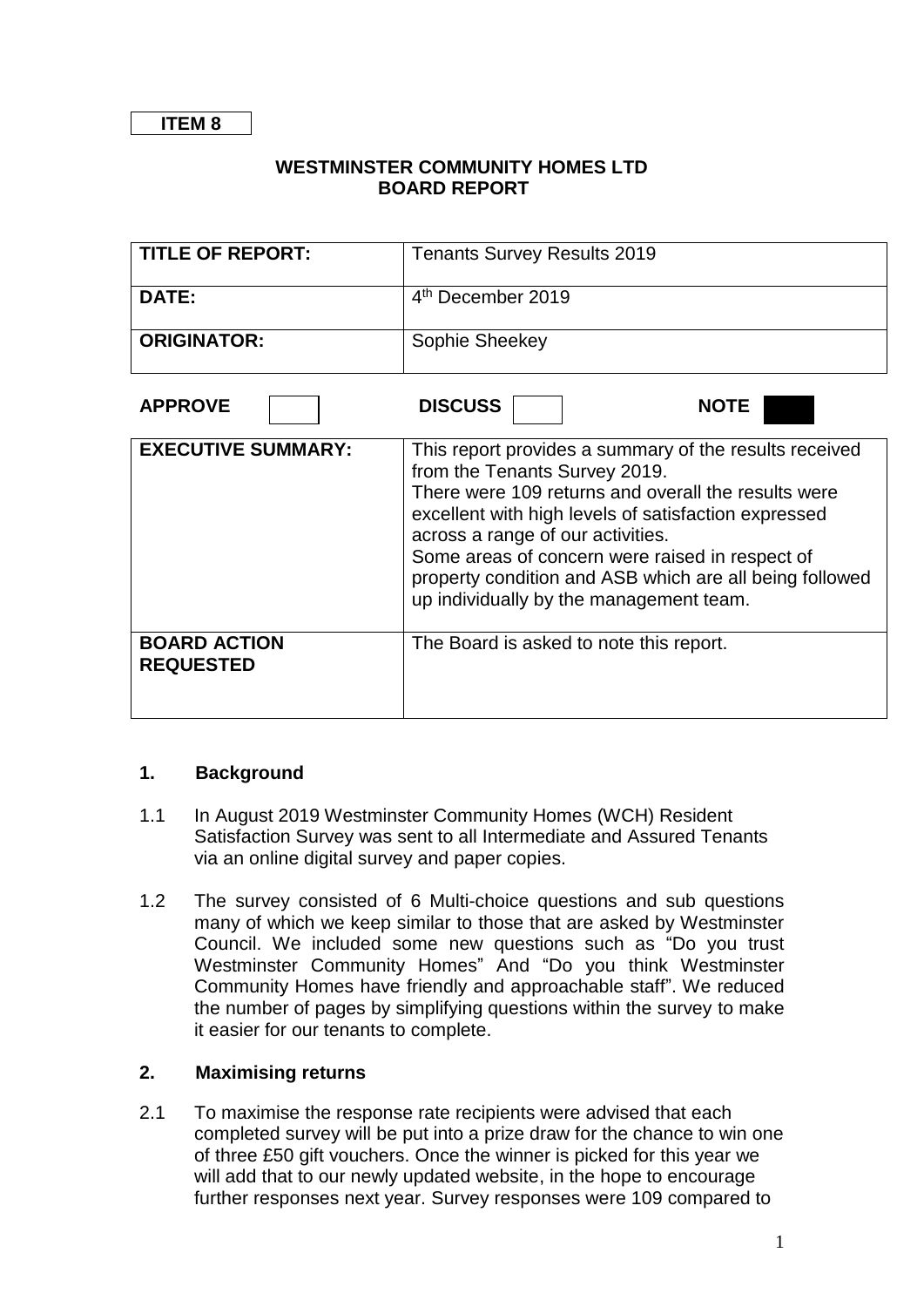**ITEM 8**

**WESTMINSTER COMMUNITY HOMES LTD**
**BOARD REPORT**

| **TITLE OF REPORT:** | Tenants Survey Results 2019 |
|---|---|
| **DATE:** | 4th December 2019 |
| **ORIGINATOR:** | Sophie Sheekey |

**APPROVE** ☐ **DISCUSS** ☐ **NOTE** ■

| **EXECUTIVE SUMMARY:** | This report provides a summary of the results received from the Tenants Survey 2019. There were 109 returns and overall the results were excellent with high levels of satisfaction expressed across a range of our activities. Some areas of concern were raised in respect of property condition and ASB which are all being followed up individually by the management team. |
|---|---|
| **BOARD ACTION REQUESTED** | The Board is asked to note this report. |

## 1. Background

1.1 In August 2019 Westminster Community Homes (WCH) Resident Satisfaction Survey was sent to all Intermediate and Assured Tenants via an online digital survey and paper copies.

1.2 The survey consisted of 6 Multi-choice questions and sub questions many of which we keep similar to those that are asked by Westminster Council. We included some new questions such as "Do you trust Westminster Community Homes" And "Do you think Westminster Community Homes have friendly and approachable staff". We reduced the number of pages by simplifying questions within the survey to make it easier for our tenants to complete.

## 2. Maximising returns

2.1 To maximise the response rate recipients were advised that each completed survey will be put into a prize draw for the chance to win one of three £50 gift vouchers. Once the winner is picked for this year we will add that to our newly updated website, in the hope to encourage further responses next year. Survey responses were 109 compared to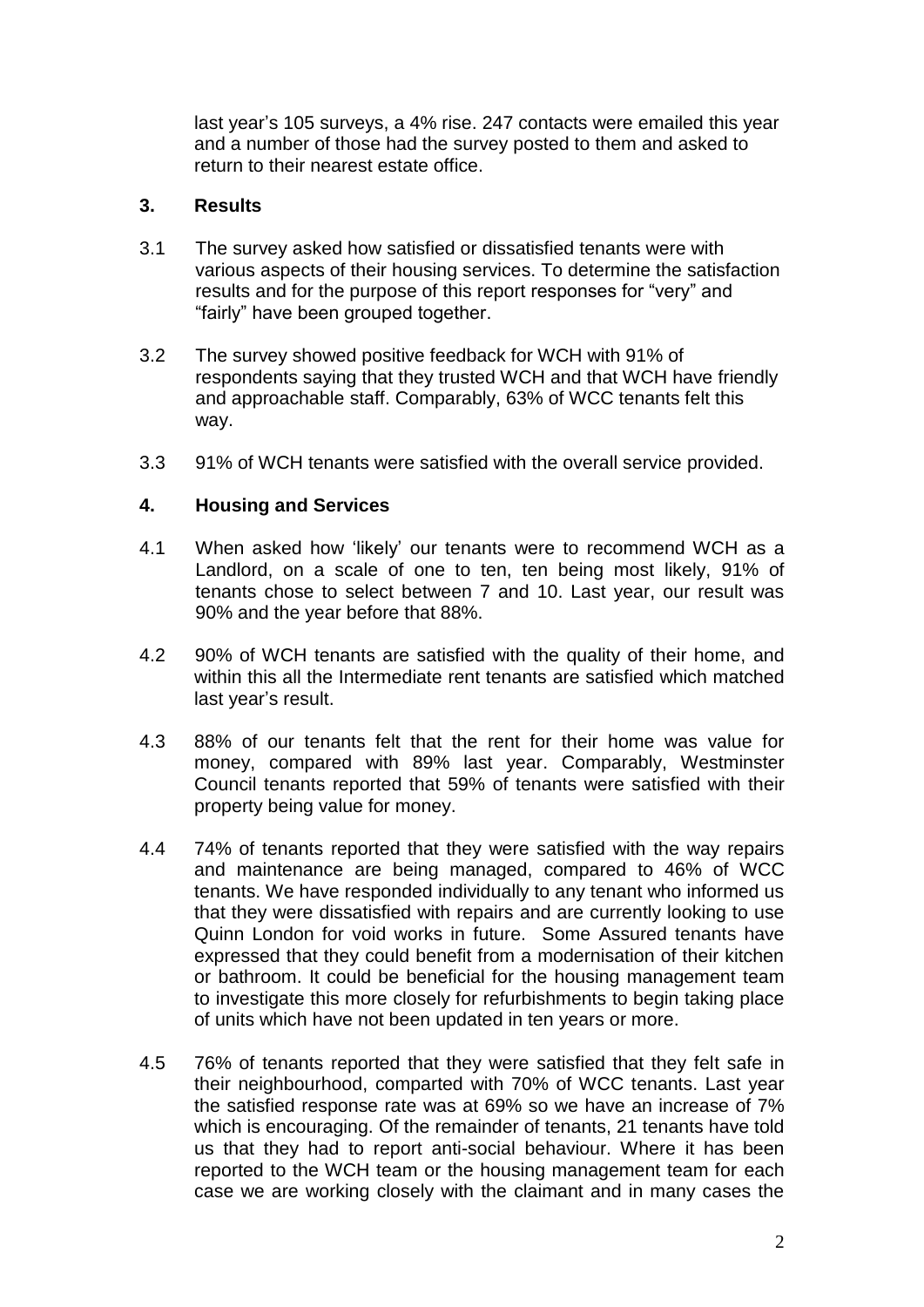last year's 105 surveys, a 4% rise. 247 contacts were emailed this year and a number of those had the survey posted to them and asked to return to their nearest estate office.

## 3. Results

3.1 The survey asked how satisfied or dissatisfied tenants were with various aspects of their housing services. To determine the satisfaction results and for the purpose of this report responses for "very" and "fairly" have been grouped together.

3.2 The survey showed positive feedback for WCH with 91% of respondents saying that they trusted WCH and that WCH have friendly and approachable staff. Comparably, 63% of WCC tenants felt this way.

3.3 91% of WCH tenants were satisfied with the overall service provided.

## 4. Housing and Services

4.1 When asked how 'likely' our tenants were to recommend WCH as a Landlord, on a scale of one to ten, ten being most likely, 91% of tenants chose to select between 7 and 10. Last year, our result was 90% and the year before that 88%.

4.2 90% of WCH tenants are satisfied with the quality of their home, and within this all the Intermediate rent tenants are satisfied which matched last year's result.

4.3 88% of our tenants felt that the rent for their home was value for money, compared with 89% last year. Comparably, Westminster Council tenants reported that 59% of tenants were satisfied with their property being value for money.

4.4 74% of tenants reported that they were satisfied with the way repairs and maintenance are being managed, compared to 46% of WCC tenants. We have responded individually to any tenant who informed us that they were dissatisfied with repairs and are currently looking to use Quinn London for void works in future. Some Assured tenants have expressed that they could benefit from a modernisation of their kitchen or bathroom. It could be beneficial for the housing management team to investigate this more closely for refurbishments to begin taking place of units which have not been updated in ten years or more.

4.5 76% of tenants reported that they were satisfied that they felt safe in their neighbourhood, comparted with 70% of WCC tenants. Last year the satisfied response rate was at 69% so we have an increase of 7% which is encouraging. Of the remainder of tenants, 21 tenants have told us that they had to report anti-social behaviour. Where it has been reported to the WCH team or the housing management team for each case we are working closely with the claimant and in many cases the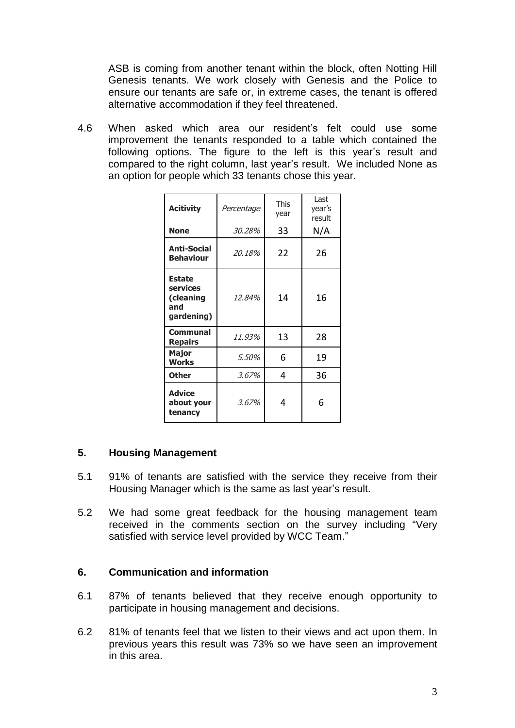ASB is coming from another tenant within the block, often Notting Hill Genesis tenants. We work closely with Genesis and the Police to ensure our tenants are safe or, in extreme cases, the tenant is offered alternative accommodation if they feel threatened.

4.6 When asked which area our resident's felt could use some improvement the tenants responded to a table which contained the following options. The figure to the left is this year's result and compared to the right column, last year's result. We included None as an option for people which 33 tenants chose this year.

| **Acitivity** | *Percentage* | This year | Last year's result |
|---|---|---|---|
| **None** | *30.28%* | 33 | N/A |
| **Anti-Social Behaviour** | *20.18%* | 22 | 26 |
| **Estate services (cleaning and gardening)** | *12.84%* | 14 | 16 |
| **Communal Repairs** | *11.93%* | 13 | 28 |
| **Major Works** | *5.50%* | 6 | 19 |
| **Other** | *3.67%* | 4 | 36 |
| **Advice about your tenancy** | *3.67%* | 4 | 6 |

## 5. Housing Management

5.1 91% of tenants are satisfied with the service they receive from their Housing Manager which is the same as last year's result.

5.2 We had some great feedback for the housing management team received in the comments section on the survey including "Very satisfied with service level provided by WCC Team."

## 6. Communication and information

6.1 87% of tenants believed that they receive enough opportunity to participate in housing management and decisions.

6.2 81% of tenants feel that we listen to their views and act upon them. In previous years this result was 73% so we have seen an improvement in this area.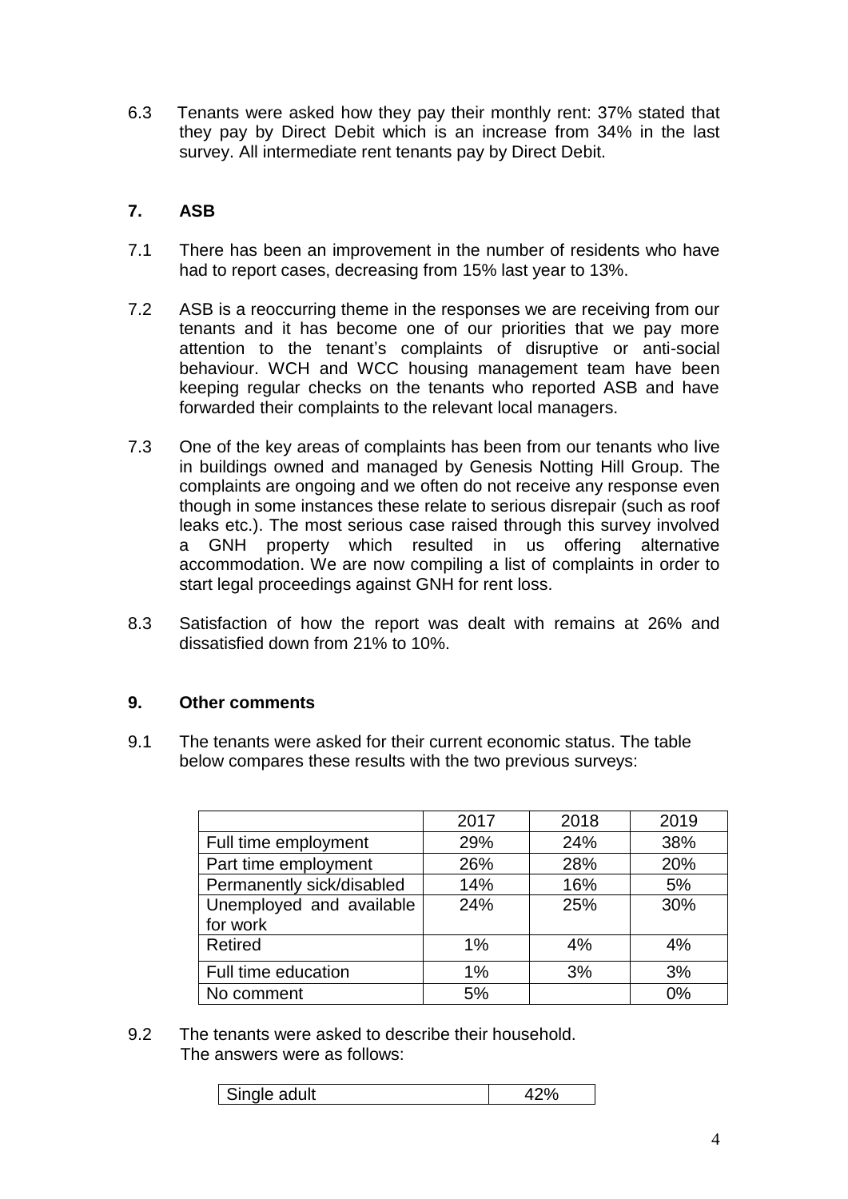6.3 Tenants were asked how they pay their monthly rent: 37% stated that they pay by Direct Debit which is an increase from 34% in the last survey. All intermediate rent tenants pay by Direct Debit.

## 7. ASB

7.1 There has been an improvement in the number of residents who have had to report cases, decreasing from 15% last year to 13%.

7.2 ASB is a reoccurring theme in the responses we are receiving from our tenants and it has become one of our priorities that we pay more attention to the tenant's complaints of disruptive or anti-social behaviour. WCH and WCC housing management team have been keeping regular checks on the tenants who reported ASB and have forwarded their complaints to the relevant local managers.

7.3 One of the key areas of complaints has been from our tenants who live in buildings owned and managed by Genesis Notting Hill Group. The complaints are ongoing and we often do not receive any response even though in some instances these relate to serious disrepair (such as roof leaks etc.). The most serious case raised through this survey involved a GNH property which resulted in us offering alternative accommodation. We are now compiling a list of complaints in order to start legal proceedings against GNH for rent loss.

8.3 Satisfaction of how the report was dealt with remains at 26% and dissatisfied down from 21% to 10%.

## 9. Other comments

9.1 The tenants were asked for their current economic status. The table below compares these results with the two previous surveys:

| | 2017 | 2018 | 2019 |
|---|---|---|---|
| Full time employment | 29% | 24% | 38% |
| Part time employment | 26% | 28% | 20% |
| Permanently sick/disabled | 14% | 16% | 5% |
| Unemployed and available for work | 24% | 25% | 30% |
| Retired | 1% | 4% | 4% |
| Full time education | 1% | 3% | 3% |
| No comment | 5% | | 0% |

9.2 The tenants were asked to describe their household. The answers were as follows:

| Single adult | 42% |
|---|---|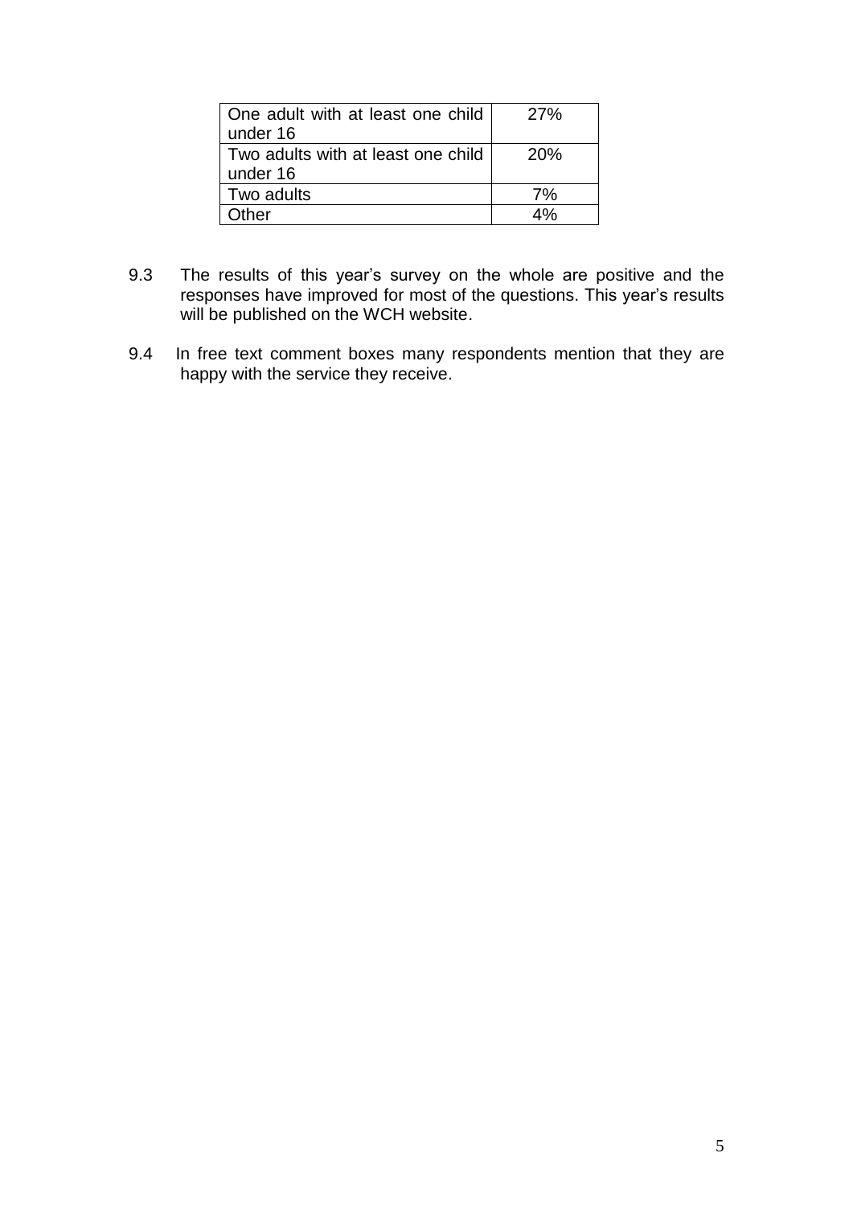| | |
|---|---|
| One adult with at least one child under 16 | 27% |
| Two adults with at least one child under 16 | 20% |
| Two adults | 7% |
| Other | 4% |

9.3 The results of this year's survey on the whole are positive and the responses have improved for most of the questions. This year's results will be published on the WCH website.

9.4 In free text comment boxes many respondents mention that they are happy with the service they receive.